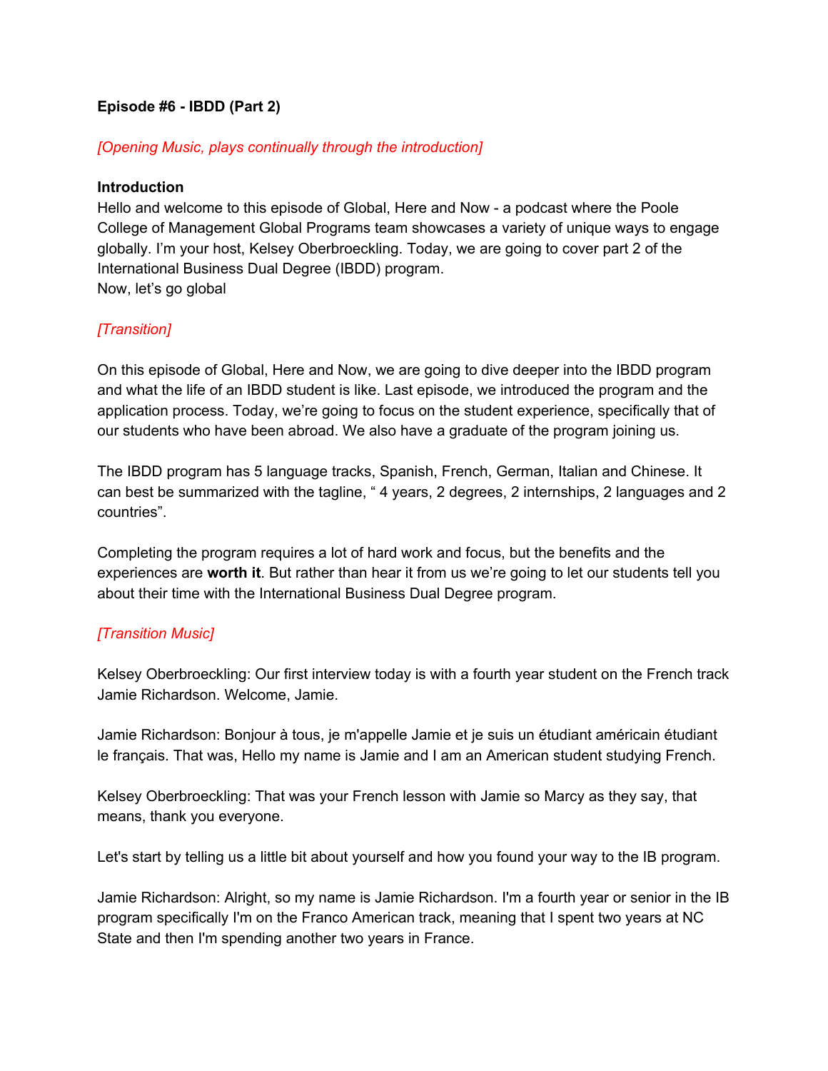**Episode #6 - IBDD (Part 2)**

*[Opening Music, plays continually through the introduction]*

**Introduction**

Hello and welcome to this episode of Global, Here and Now - a podcast where the Poole College of Management Global Programs team showcases a variety of unique ways to engage globally. I'm your host, Kelsey Oberbroeckling. Today, we are going to cover part 2 of the International Business Dual Degree (IBDD) program.
Now, let's go global

*[Transition]*

On this episode of Global, Here and Now, we are going to dive deeper into the IBDD program and what the life of an IBDD student is like. Last episode, we introduced the program and the application process. Today, we're going to focus on the student experience, specifically that of our students who have been abroad. We also have a graduate of the program joining us.

The IBDD program has 5 language tracks, Spanish, French, German, Italian and Chinese. It can best be summarized with the tagline, " 4 years, 2 degrees, 2 internships, 2 languages and 2 countries".

Completing the program requires a lot of hard work and focus, but the benefits and the experiences are **worth it**. But rather than hear it from us we're going to let our students tell you about their time with the International Business Dual Degree program.

*[Transition Music]*

Kelsey Oberbroeckling: Our first interview today is with a fourth year student on the French track Jamie Richardson. Welcome, Jamie.

Jamie Richardson: Bonjour à tous, je m'appelle Jamie et je suis un étudiant américain étudiant le français. That was, Hello my name is Jamie and I am an American student studying French.

Kelsey Oberbroeckling: That was your French lesson with Jamie so Marcy as they say, that means, thank you everyone.

Let's start by telling us a little bit about yourself and how you found your way to the IB program.

Jamie Richardson: Alright, so my name is Jamie Richardson. I'm a fourth year or senior in the IB program specifically I'm on the Franco American track, meaning that I spent two years at NC State and then I'm spending another two years in France.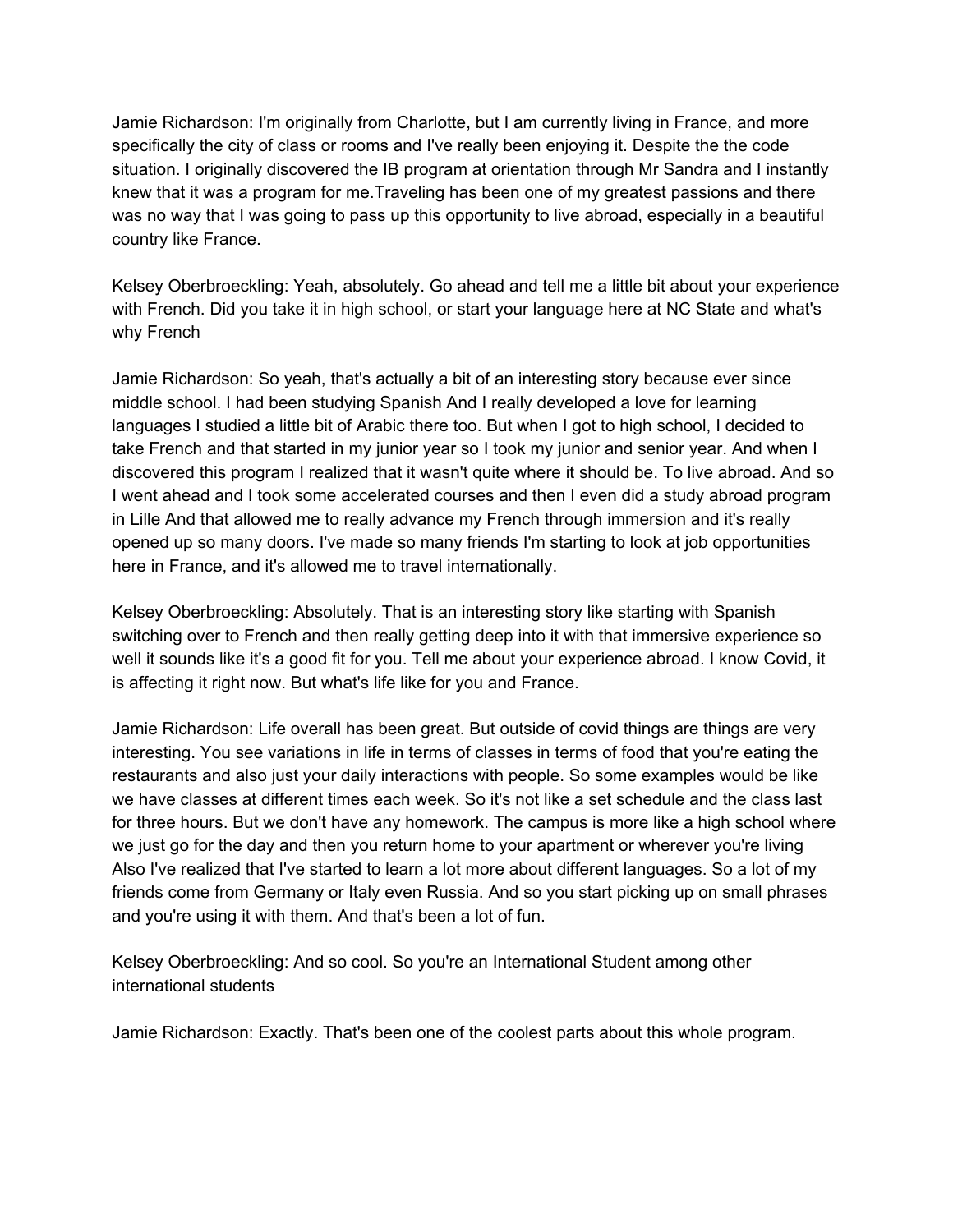Jamie Richardson: I'm originally from Charlotte, but I am currently living in France, and more specifically the city of class or rooms and I've really been enjoying it. Despite the the code situation. I originally discovered the IB program at orientation through Mr Sandra and I instantly knew that it was a program for me.Traveling has been one of my greatest passions and there was no way that I was going to pass up this opportunity to live abroad, especially in a beautiful country like France.

Kelsey Oberbroeckling: Yeah, absolutely. Go ahead and tell me a little bit about your experience with French. Did you take it in high school, or start your language here at NC State and what's why French

Jamie Richardson: So yeah, that's actually a bit of an interesting story because ever since middle school. I had been studying Spanish And I really developed a love for learning languages I studied a little bit of Arabic there too. But when I got to high school, I decided to take French and that started in my junior year so I took my junior and senior year. And when I discovered this program I realized that it wasn't quite where it should be. To live abroad. And so I went ahead and I took some accelerated courses and then I even did a study abroad program in Lille And that allowed me to really advance my French through immersion and it's really opened up so many doors. I've made so many friends I'm starting to look at job opportunities here in France, and it's allowed me to travel internationally.

Kelsey Oberbroeckling: Absolutely. That is an interesting story like starting with Spanish switching over to French and then really getting deep into it with that immersive experience so well it sounds like it's a good fit for you. Tell me about your experience abroad. I know Covid, it is affecting it right now. But what's life like for you and France.

Jamie Richardson: Life overall has been great. But outside of covid things are things are very interesting. You see variations in life in terms of classes in terms of food that you're eating the restaurants and also just your daily interactions with people. So some examples would be like we have classes at different times each week. So it's not like a set schedule and the class last for three hours. But we don't have any homework. The campus is more like a high school where we just go for the day and then you return home to your apartment or wherever you're living Also I've realized that I've started to learn a lot more about different languages. So a lot of my friends come from Germany or Italy even Russia. And so you start picking up on small phrases and you're using it with them. And that's been a lot of fun.

Kelsey Oberbroeckling: And so cool. So you're an International Student among other international students

Jamie Richardson: Exactly. That's been one of the coolest parts about this whole program.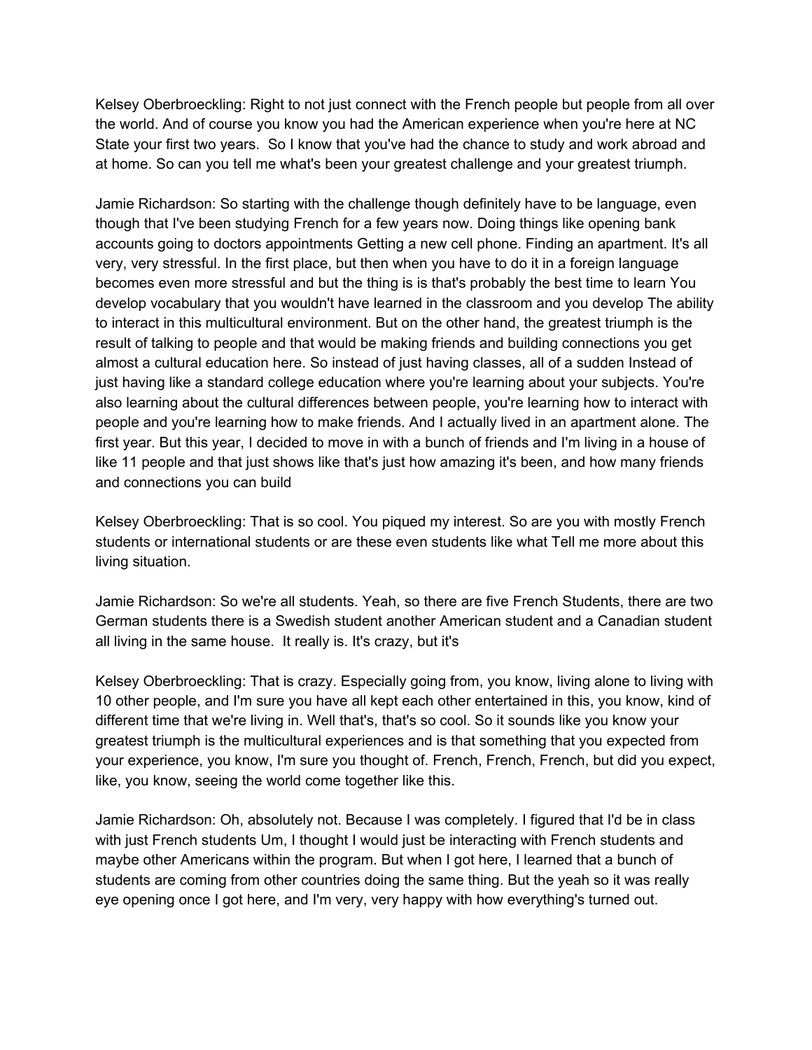Kelsey Oberbroeckling: Right to not just connect with the French people but people from all over the world. And of course you know you had the American experience when you're here at NC State your first two years.  So I know that you've had the chance to study and work abroad and at home. So can you tell me what's been your greatest challenge and your greatest triumph.

Jamie Richardson: So starting with the challenge though definitely have to be language, even though that I've been studying French for a few years now. Doing things like opening bank accounts going to doctors appointments Getting a new cell phone. Finding an apartment. It's all very, very stressful. In the first place, but then when you have to do it in a foreign language becomes even more stressful and but the thing is is that's probably the best time to learn You develop vocabulary that you wouldn't have learned in the classroom and you develop The ability to interact in this multicultural environment. But on the other hand, the greatest triumph is the result of talking to people and that would be making friends and building connections you get almost a cultural education here. So instead of just having classes, all of a sudden Instead of just having like a standard college education where you're learning about your subjects. You're also learning about the cultural differences between people, you're learning how to interact with people and you're learning how to make friends. And I actually lived in an apartment alone. The first year. But this year, I decided to move in with a bunch of friends and I'm living in a house of like 11 people and that just shows like that's just how amazing it's been, and how many friends and connections you can build

Kelsey Oberbroeckling: That is so cool. You piqued my interest. So are you with mostly French students or international students or are these even students like what Tell me more about this living situation.

Jamie Richardson: So we're all students. Yeah, so there are five French Students, there are two German students there is a Swedish student another American student and a Canadian student all living in the same house.  It really is. It's crazy, but it's

Kelsey Oberbroeckling: That is crazy. Especially going from, you know, living alone to living with 10 other people, and I'm sure you have all kept each other entertained in this, you know, kind of different time that we're living in. Well that's, that's so cool. So it sounds like you know your greatest triumph is the multicultural experiences and is that something that you expected from your experience, you know, I'm sure you thought of. French, French, French, but did you expect, like, you know, seeing the world come together like this.

Jamie Richardson: Oh, absolutely not. Because I was completely. I figured that I'd be in class with just French students Um, I thought I would just be interacting with French students and maybe other Americans within the program. But when I got here, I learned that a bunch of students are coming from other countries doing the same thing. But the yeah so it was really eye opening once I got here, and I'm very, very happy with how everything's turned out.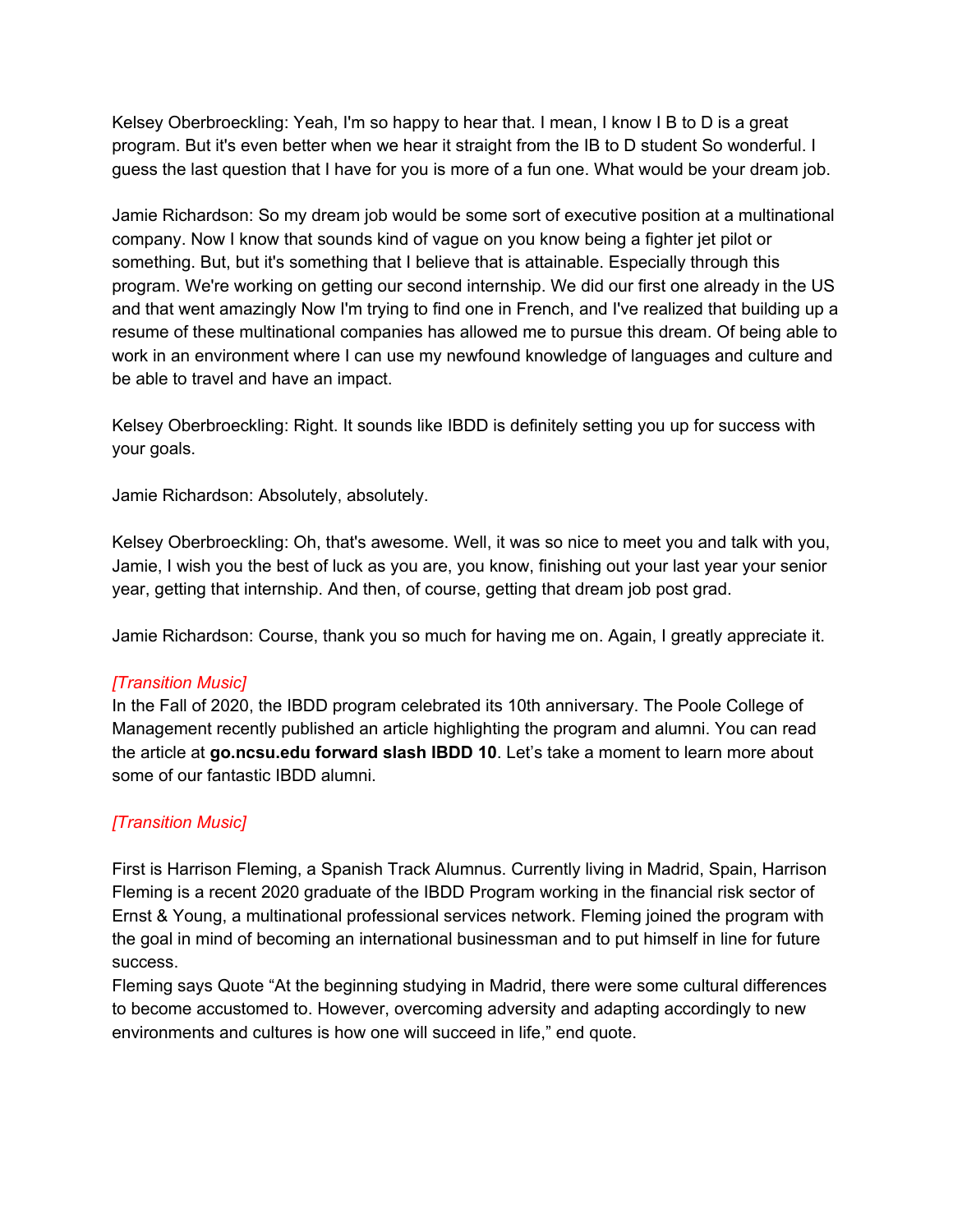Kelsey Oberbroeckling: Yeah, I'm so happy to hear that. I mean, I know I B to D is a great program. But it's even better when we hear it straight from the IB to D student So wonderful. I guess the last question that I have for you is more of a fun one. What would be your dream job.

Jamie Richardson: So my dream job would be some sort of executive position at a multinational company. Now I know that sounds kind of vague on you know being a fighter jet pilot or something. But, but it's something that I believe that is attainable. Especially through this program. We're working on getting our second internship. We did our first one already in the US and that went amazingly Now I'm trying to find one in French, and I've realized that building up a resume of these multinational companies has allowed me to pursue this dream. Of being able to work in an environment where I can use my newfound knowledge of languages and culture and be able to travel and have an impact.

Kelsey Oberbroeckling: Right. It sounds like IBDD is definitely setting you up for success with your goals.

Jamie Richardson: Absolutely, absolutely.

Kelsey Oberbroeckling: Oh, that's awesome. Well, it was so nice to meet you and talk with you, Jamie, I wish you the best of luck as you are, you know, finishing out your last year your senior year, getting that internship. And then, of course, getting that dream job post grad.

Jamie Richardson: Course, thank you so much for having me on. Again, I greatly appreciate it.

*[Transition Music]*
In the Fall of 2020, the IBDD program celebrated its 10th anniversary. The Poole College of Management recently published an article highlighting the program and alumni. You can read the article at **go.ncsu.edu forward slash IBDD 10**. Let's take a moment to learn more about some of our fantastic IBDD alumni.

*[Transition Music]*

First is Harrison Fleming, a Spanish Track Alumnus. Currently living in Madrid, Spain, Harrison Fleming is a recent 2020 graduate of the IBDD Program working in the financial risk sector of Ernst & Young, a multinational professional services network. Fleming joined the program with the goal in mind of becoming an international businessman and to put himself in line for future success.
Fleming says Quote "At the beginning studying in Madrid, there were some cultural differences to become accustomed to. However, overcoming adversity and adapting accordingly to new environments and cultures is how one will succeed in life," end quote.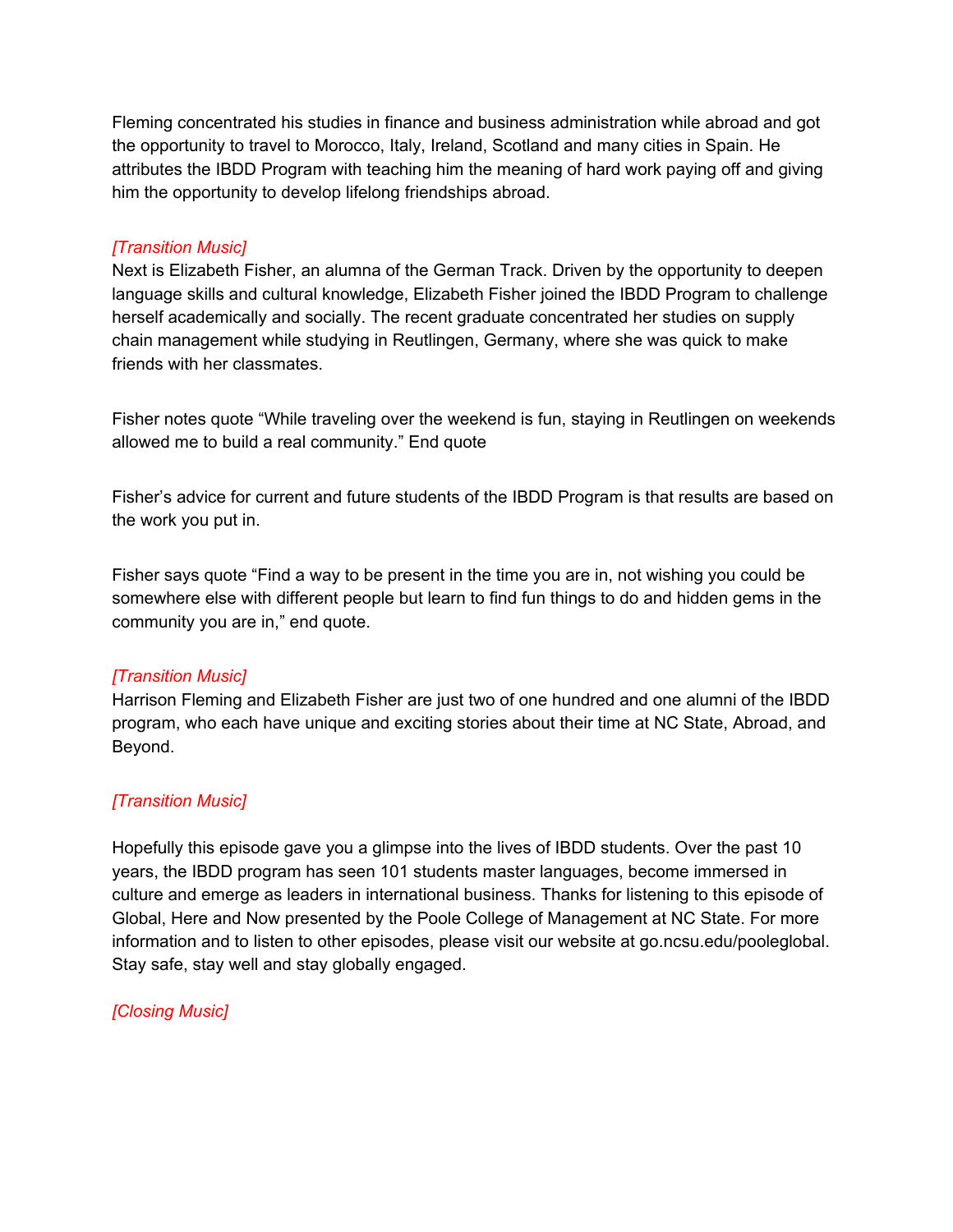Fleming concentrated his studies in finance and business administration while abroad and got the opportunity to travel to Morocco, Italy, Ireland, Scotland and many cities in Spain. He attributes the IBDD Program with teaching him the meaning of hard work paying off and giving him the opportunity to develop lifelong friendships abroad.

*[Transition Music]*

Next is Elizabeth Fisher, an alumna of the German Track. Driven by the opportunity to deepen language skills and cultural knowledge, Elizabeth Fisher joined the IBDD Program to challenge herself academically and socially. The recent graduate concentrated her studies on supply chain management while studying in Reutlingen, Germany, where she was quick to make friends with her classmates.

Fisher notes quote “While traveling over the weekend is fun, staying in Reutlingen on weekends allowed me to build a real community.” End quote

Fisher’s advice for current and future students of the IBDD Program is that results are based on the work you put in.

Fisher says quote “Find a way to be present in the time you are in, not wishing you could be somewhere else with different people but learn to find fun things to do and hidden gems in the community you are in,” end quote.

*[Transition Music]*

Harrison Fleming and Elizabeth Fisher are just two of one hundred and one alumni of the IBDD program, who each have unique and exciting stories about their time at NC State, Abroad, and Beyond.

*[Transition Music]*

Hopefully this episode gave you a glimpse into the lives of IBDD students. Over the past 10 years, the IBDD program has seen 101 students master languages, become immersed in culture and emerge as leaders in international business. Thanks for listening to this episode of Global, Here and Now presented by the Poole College of Management at NC State. For more information and to listen to other episodes, please visit our website at go.ncsu.edu/pooleglobal. Stay safe, stay well and stay globally engaged.

*[Closing Music]*